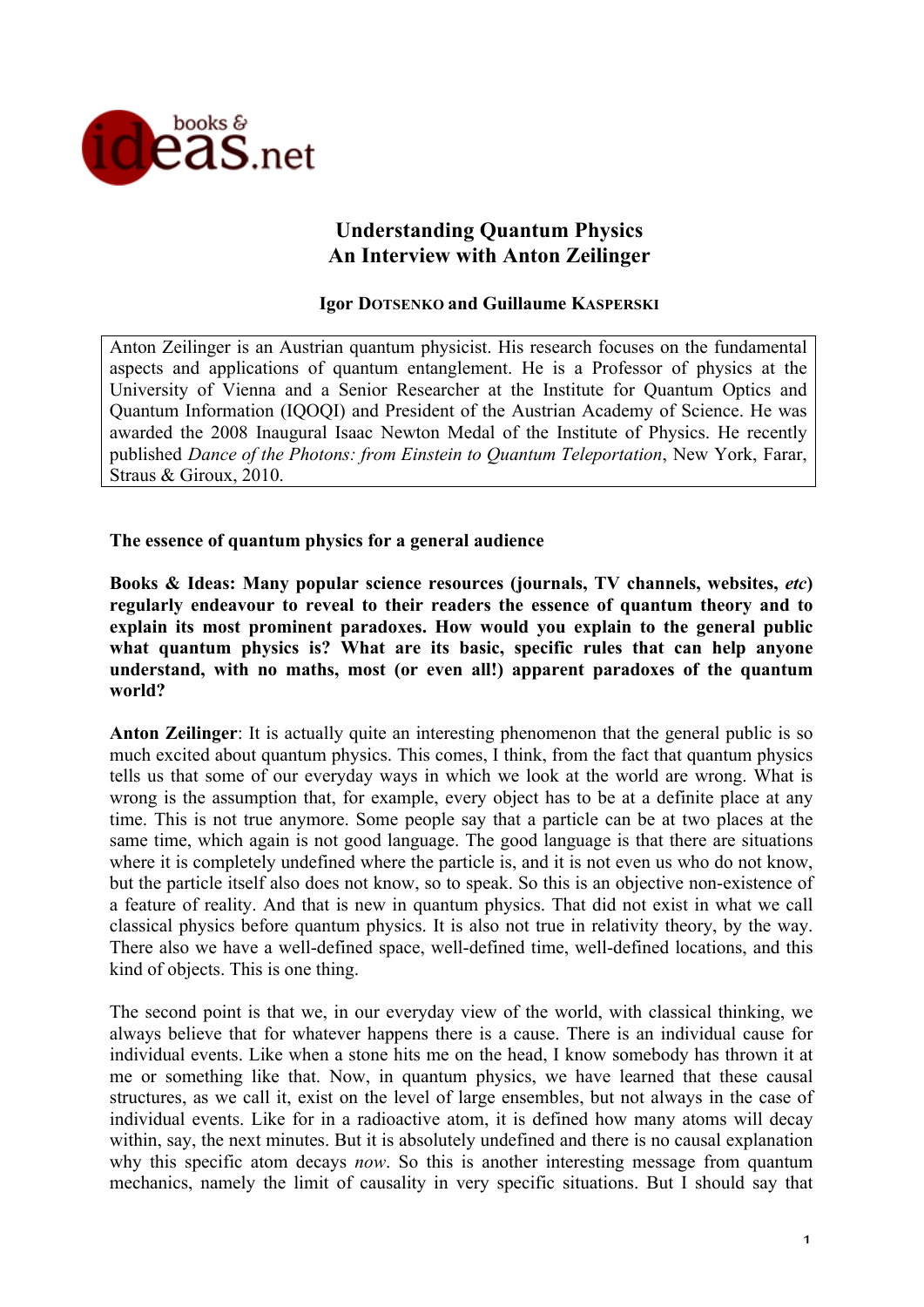# Understanding Quantum Physics
## An Interview with Anton Zeilinger

**Igor DOTSENKO and Guillaume KASPERSKI**

Anton Zeilinger is an Austrian quantum physicist. His research focuses on the fundamental aspects and applications of quantum entanglement. He is a Professor of physics at the University of Vienna and a Senior Researcher at the Institute for Quantum Optics and Quantum Information (IQOQI) and President of the Austrian Academy of Science. He was awarded the 2008 Inaugural Isaac Newton Medal of the Institute of Physics. He recently published *Dance of the Photons: from Einstein to Quantum Teleportation*, New York, Farar, Straus & Giroux, 2010.

### The essence of quantum physics for a general audience

**Books & Ideas: Many popular science resources (journals, TV channels, websites, *etc*) regularly endeavour to reveal to their readers the essence of quantum theory and to explain its most prominent paradoxes. How would you explain to the general public what quantum physics is? What are its basic, specific rules that can help anyone understand, with no maths, most (or even all!) apparent paradoxes of the quantum world?**

**Anton Zeilinger**: It is actually quite an interesting phenomenon that the general public is so much excited about quantum physics. This comes, I think, from the fact that quantum physics tells us that some of our everyday ways in which we look at the world are wrong. What is wrong is the assumption that, for example, every object has to be at a definite place at any time. This is not true anymore. Some people say that a particle can be at two places at the same time, which again is not good language. The good language is that there are situations where it is completely undefined where the particle is, and it is not even us who do not know, but the particle itself also does not know, so to speak. So this is an objective non-existence of a feature of reality. And that is new in quantum physics. That did not exist in what we call classical physics before quantum physics. It is also not true in relativity theory, by the way. There also we have a well-defined space, well-defined time, well-defined locations, and this kind of objects. This is one thing.

The second point is that we, in our everyday view of the world, with classical thinking, we always believe that for whatever happens there is a cause. There is an individual cause for individual events. Like when a stone hits me on the head, I know somebody has thrown it at me or something like that. Now, in quantum physics, we have learned that these causal structures, as we call it, exist on the level of large ensembles, but not always in the case of individual events. Like for in a radioactive atom, it is defined how many atoms will decay within, say, the next minutes. But it is absolutely undefined and there is no causal explanation why this specific atom decays *now*. So this is another interesting message from quantum mechanics, namely the limit of causality in very specific situations. But I should say that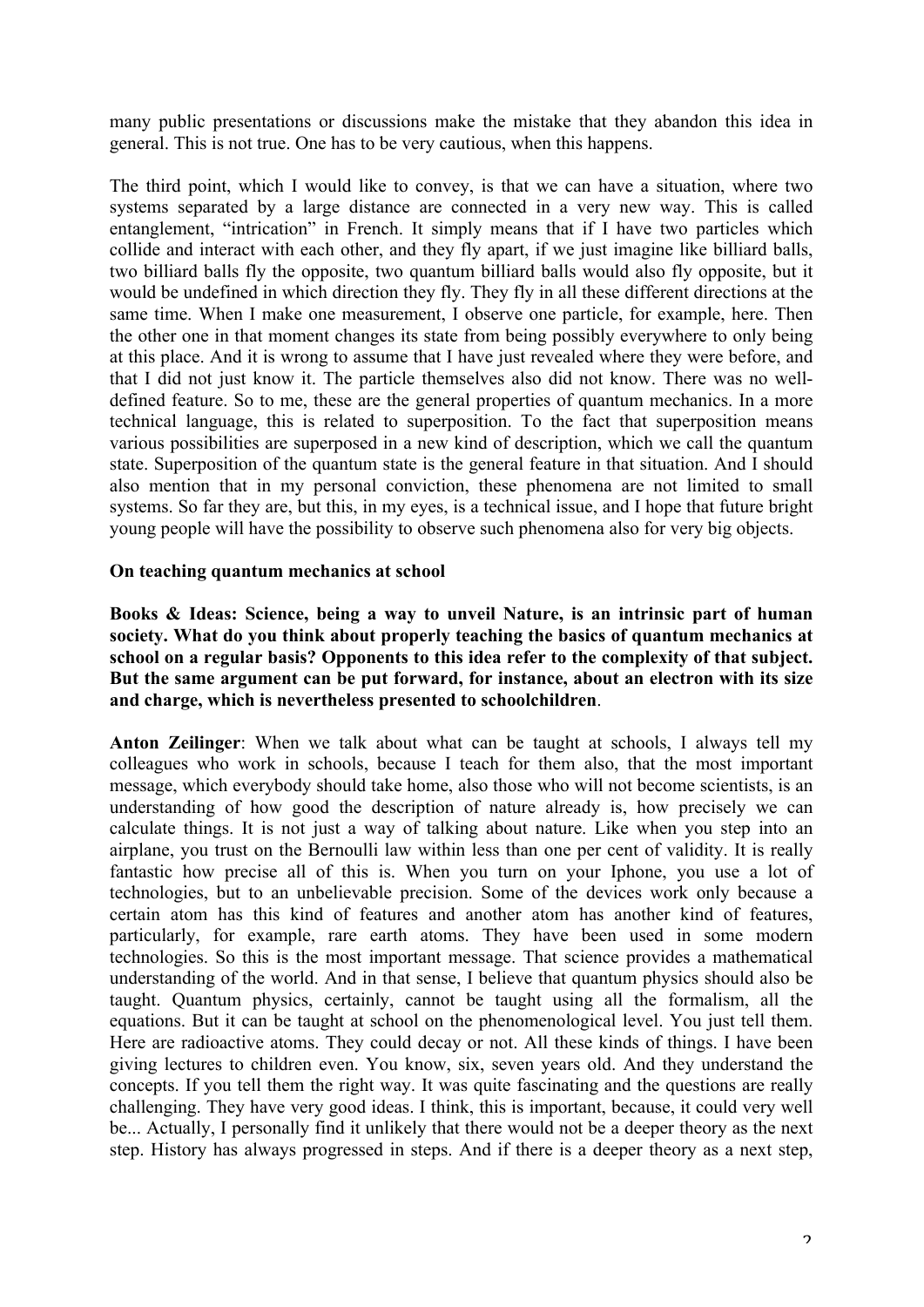many public presentations or discussions make the mistake that they abandon this idea in general. This is not true. One has to be very cautious, when this happens.

The third point, which I would like to convey, is that we can have a situation, where two systems separated by a large distance are connected in a very new way. This is called entanglement, "intrication" in French. It simply means that if I have two particles which collide and interact with each other, and they fly apart, if we just imagine like billiard balls, two billiard balls fly the opposite, two quantum billiard balls would also fly opposite, but it would be undefined in which direction they fly. They fly in all these different directions at the same time. When I make one measurement, I observe one particle, for example, here. Then the other one in that moment changes its state from being possibly everywhere to only being at this place. And it is wrong to assume that I have just revealed where they were before, and that I did not just know it. The particle themselves also did not know. There was no well-defined feature. So to me, these are the general properties of quantum mechanics. In a more technical language, this is related to superposition. To the fact that superposition means various possibilities are superposed in a new kind of description, which we call the quantum state. Superposition of the quantum state is the general feature in that situation. And I should also mention that in my personal conviction, these phenomena are not limited to small systems. So far they are, but this, in my eyes, is a technical issue, and I hope that future bright young people will have the possibility to observe such phenomena also for very big objects.

**On teaching quantum mechanics at school**

**Books & Ideas: Science, being a way to unveil Nature, is an intrinsic part of human society. What do you think about properly teaching the basics of quantum mechanics at school on a regular basis? Opponents to this idea refer to the complexity of that subject. But the same argument can be put forward, for instance, about an electron with its size and charge, which is nevertheless presented to schoolchildren**.

**Anton Zeilinger**: When we talk about what can be taught at schools, I always tell my colleagues who work in schools, because I teach for them also, that the most important message, which everybody should take home, also those who will not become scientists, is an understanding of how good the description of nature already is, how precisely we can calculate things. It is not just a way of talking about nature. Like when you step into an airplane, you trust on the Bernoulli law within less than one per cent of validity. It is really fantastic how precise all of this is. When you turn on your Iphone, you use a lot of technologies, but to an unbelievable precision. Some of the devices work only because a certain atom has this kind of features and another atom has another kind of features, particularly, for example, rare earth atoms. They have been used in some modern technologies. So this is the most important message. That science provides a mathematical understanding of the world. And in that sense, I believe that quantum physics should also be taught. Quantum physics, certainly, cannot be taught using all the formalism, all the equations. But it can be taught at school on the phenomenological level. You just tell them. Here are radioactive atoms. They could decay or not. All these kinds of things. I have been giving lectures to children even. You know, six, seven years old. And they understand the concepts. If you tell them the right way. It was quite fascinating and the questions are really challenging. They have very good ideas. I think, this is important, because, it could very well be... Actually, I personally find it unlikely that there would not be a deeper theory as the next step. History has always progressed in steps. And if there is a deeper theory as a next step,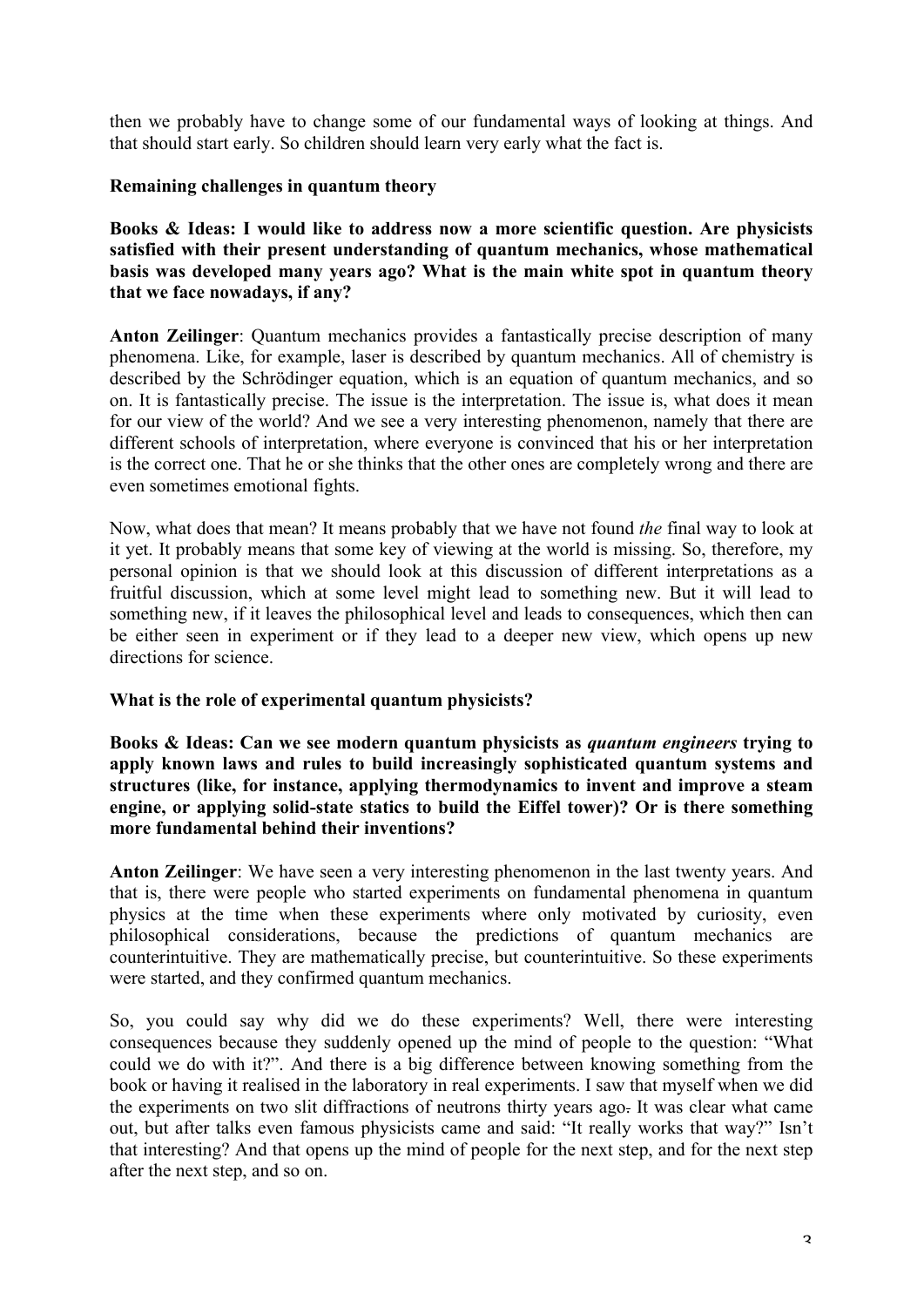then we probably have to change some of our fundamental ways of looking at things. And that should start early. So children should learn very early what the fact is.

## Remaining challenges in quantum theory

**Books & Ideas: I would like to address now a more scientific question. Are physicists satisfied with their present understanding of quantum mechanics, whose mathematical basis was developed many years ago? What is the main white spot in quantum theory that we face nowadays, if any?**

**Anton Zeilinger**: Quantum mechanics provides a fantastically precise description of many phenomena. Like, for example, laser is described by quantum mechanics. All of chemistry is described by the Schrödinger equation, which is an equation of quantum mechanics, and so on. It is fantastically precise. The issue is the interpretation. The issue is, what does it mean for our view of the world? And we see a very interesting phenomenon, namely that there are different schools of interpretation, where everyone is convinced that his or her interpretation is the correct one. That he or she thinks that the other ones are completely wrong and there are even sometimes emotional fights.

Now, what does that mean? It means probably that we have not found *the* final way to look at it yet. It probably means that some key of viewing at the world is missing. So, therefore, my personal opinion is that we should look at this discussion of different interpretations as a fruitful discussion, which at some level might lead to something new. But it will lead to something new, if it leaves the philosophical level and leads to consequences, which then can be either seen in experiment or if they lead to a deeper new view, which opens up new directions for science.

## What is the role of experimental quantum physicists?

**Books & Ideas: Can we see modern quantum physicists as *quantum engineers* trying to apply known laws and rules to build increasingly sophisticated quantum systems and structures (like, for instance, applying thermodynamics to invent and improve a steam engine, or applying solid-state statics to build the Eiffel tower)? Or is there something more fundamental behind their inventions?**

**Anton Zeilinger**: We have seen a very interesting phenomenon in the last twenty years. And that is, there were people who started experiments on fundamental phenomena in quantum physics at the time when these experiments where only motivated by curiosity, even philosophical considerations, because the predictions of quantum mechanics are counterintuitive. They are mathematically precise, but counterintuitive. So these experiments were started, and they confirmed quantum mechanics.

So, you could say why did we do these experiments? Well, there were interesting consequences because they suddenly opened up the mind of people to the question: "What could we do with it?". And there is a big difference between knowing something from the book or having it realised in the laboratory in real experiments. I saw that myself when we did the experiments on two slit diffractions of neutrons thirty years ago. It was clear what came out, but after talks even famous physicists came and said: "It really works that way?" Isn't that interesting? And that opens up the mind of people for the next step, and for the next step after the next step, and so on.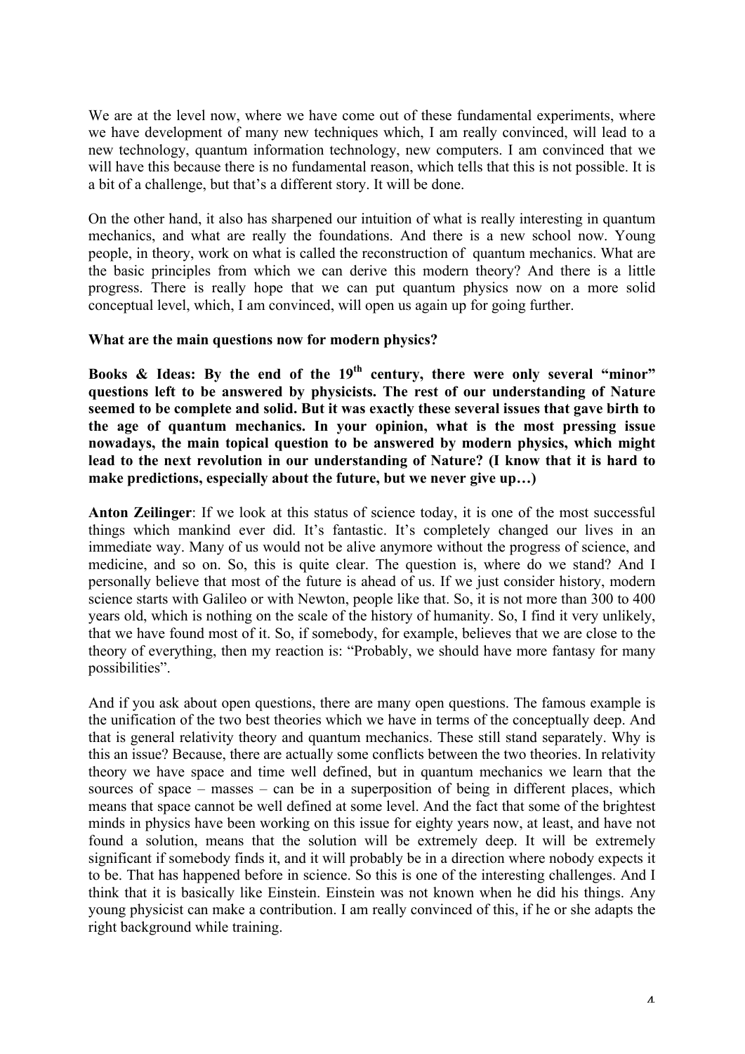We are at the level now, where we have come out of these fundamental experiments, where we have development of many new techniques which, I am really convinced, will lead to a new technology, quantum information technology, new computers. I am convinced that we will have this because there is no fundamental reason, which tells that this is not possible. It is a bit of a challenge, but that's a different story. It will be done.

On the other hand, it also has sharpened our intuition of what is really interesting in quantum mechanics, and what are really the foundations. And there is a new school now. Young people, in theory, work on what is called the reconstruction of quantum mechanics. What are the basic principles from which we can derive this modern theory? And there is a little progress. There is really hope that we can put quantum physics now on a more solid conceptual level, which, I am convinced, will open us again up for going further.

**What are the main questions now for modern physics?**

**Books & Ideas: By the end of the 19th century, there were only several "minor" questions left to be answered by physicists. The rest of our understanding of Nature seemed to be complete and solid. But it was exactly these several issues that gave birth to the age of quantum mechanics. In your opinion, what is the most pressing issue nowadays, the main topical question to be answered by modern physics, which might lead to the next revolution in our understanding of Nature? (I know that it is hard to make predictions, especially about the future, but we never give up…)**

**Anton Zeilinger**: If we look at this status of science today, it is one of the most successful things which mankind ever did. It's fantastic. It's completely changed our lives in an immediate way. Many of us would not be alive anymore without the progress of science, and medicine, and so on. So, this is quite clear. The question is, where do we stand? And I personally believe that most of the future is ahead of us. If we just consider history, modern science starts with Galileo or with Newton, people like that. So, it is not more than 300 to 400 years old, which is nothing on the scale of the history of humanity. So, I find it very unlikely, that we have found most of it. So, if somebody, for example, believes that we are close to the theory of everything, then my reaction is: "Probably, we should have more fantasy for many possibilities".

And if you ask about open questions, there are many open questions. The famous example is the unification of the two best theories which we have in terms of the conceptually deep. And that is general relativity theory and quantum mechanics. These still stand separately. Why is this an issue? Because, there are actually some conflicts between the two theories. In relativity theory we have space and time well defined, but in quantum mechanics we learn that the sources of space – masses – can be in a superposition of being in different places, which means that space cannot be well defined at some level. And the fact that some of the brightest minds in physics have been working on this issue for eighty years now, at least, and have not found a solution, means that the solution will be extremely deep. It will be extremely significant if somebody finds it, and it will probably be in a direction where nobody expects it to be. That has happened before in science. So this is one of the interesting challenges. And I think that it is basically like Einstein. Einstein was not known when he did his things. Any young physicist can make a contribution. I am really convinced of this, if he or she adapts the right background while training.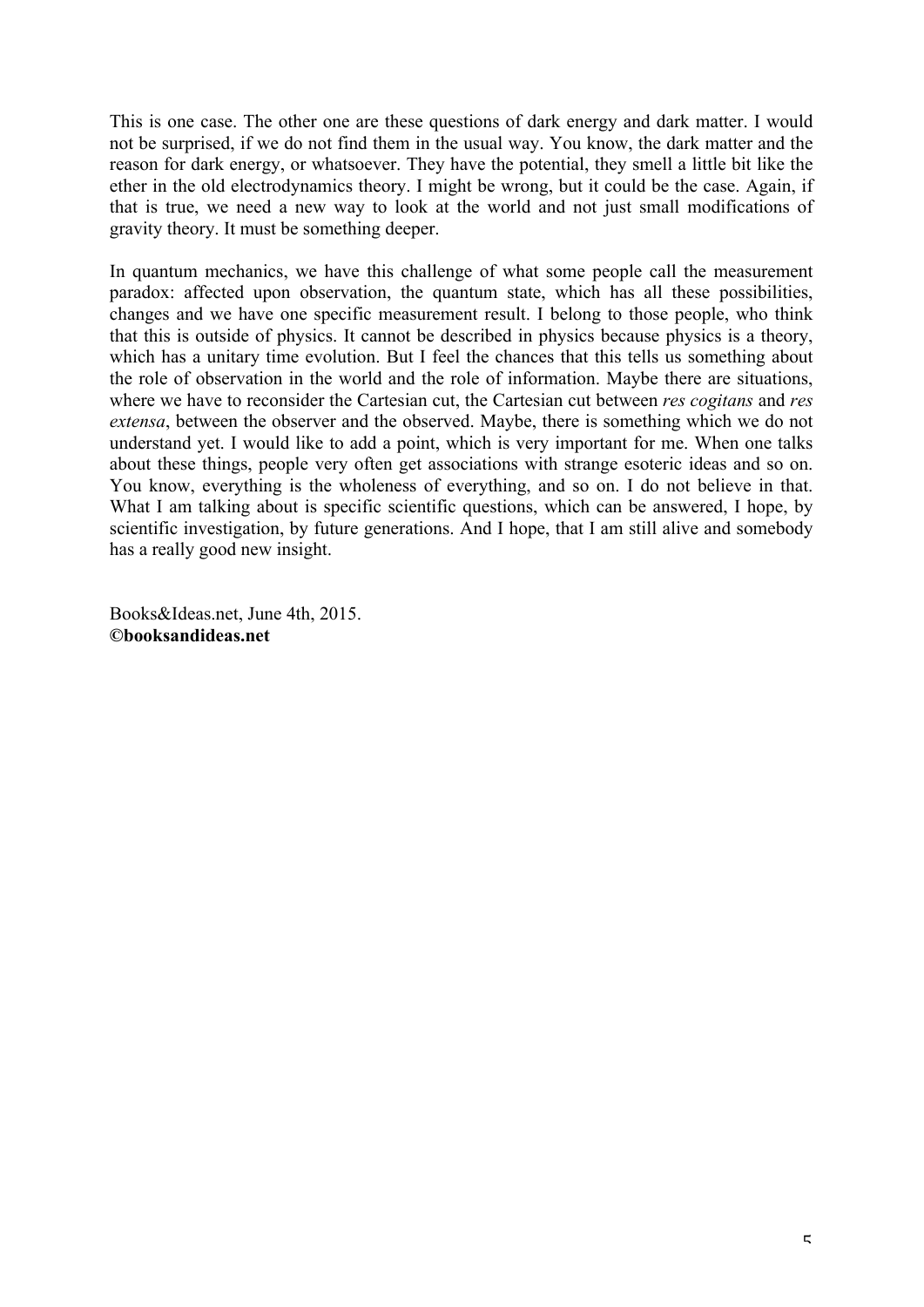This is one case. The other one are these questions of dark energy and dark matter. I would not be surprised, if we do not find them in the usual way. You know, the dark matter and the reason for dark energy, or whatsoever. They have the potential, they smell a little bit like the ether in the old electrodynamics theory. I might be wrong, but it could be the case. Again, if that is true, we need a new way to look at the world and not just small modifications of gravity theory. It must be something deeper.

In quantum mechanics, we have this challenge of what some people call the measurement paradox: affected upon observation, the quantum state, which has all these possibilities, changes and we have one specific measurement result. I belong to those people, who think that this is outside of physics. It cannot be described in physics because physics is a theory, which has a unitary time evolution. But I feel the chances that this tells us something about the role of observation in the world and the role of information. Maybe there are situations, where we have to reconsider the Cartesian cut, the Cartesian cut between *res cogitans* and *res extensa*, between the observer and the observed. Maybe, there is something which we do not understand yet. I would like to add a point, which is very important for me. When one talks about these things, people very often get associations with strange esoteric ideas and so on. You know, everything is the wholeness of everything, and so on. I do not believe in that. What I am talking about is specific scientific questions, which can be answered, I hope, by scientific investigation, by future generations. And I hope, that I am still alive and somebody has a really good new insight.

Books&Ideas.net, June 4th, 2015.
**©booksandideas.net**